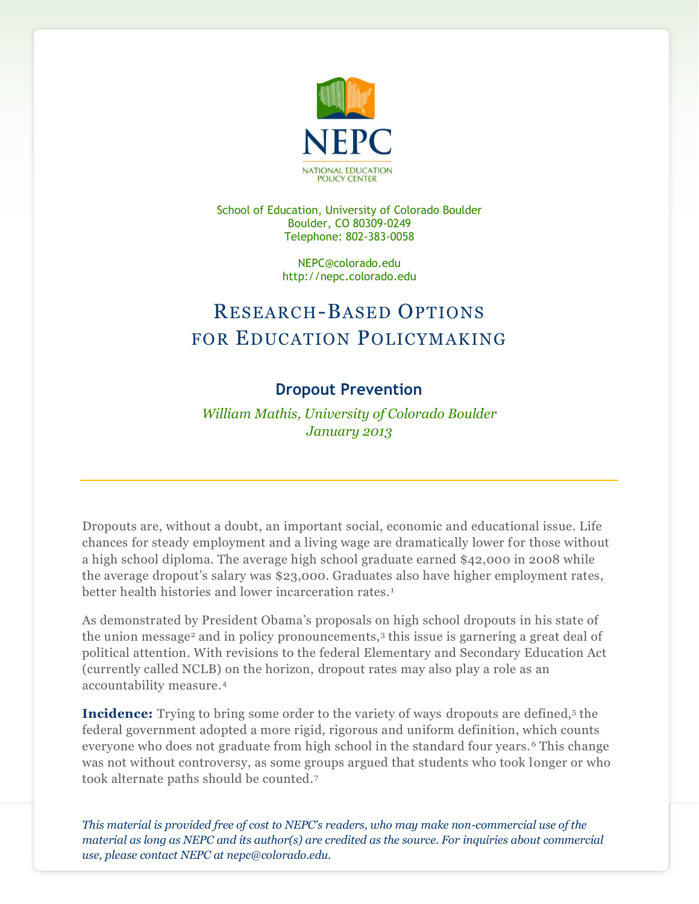# NEPC

NATIONAL EDUCATION POLICY CENTER

School of Education, University of Colorado Boulder
Boulder, CO 80309-0249
Telephone: 802-383-0058

NEPC@colorado.edu
http://nepc.colorado.edu

## Research-Based Options for Education Policymaking

### Dropout Prevention

*William Mathis, University of Colorado Boulder*
*January 2013*

---

Dropouts are, without a doubt, an important social, economic and educational issue. Life chances for steady employment and a living wage are dramatically lower for those without a high school diploma. The average high school graduate earned $42,000 in 2008 while the average dropout's salary was $23,000. Graduates also have higher employment rates, better health histories and lower incarceration rates.[1]

As demonstrated by President Obama's proposals on high school dropouts in his state of the union message[2] and in policy pronouncements,[3] this issue is garnering a great deal of political attention. With revisions to the federal Elementary and Secondary Education Act (currently called NCLB) on the horizon, dropout rates may also play a role as an accountability measure.[4]

**Incidence:** Trying to bring some order to the variety of ways dropouts are defined,[5] the federal government adopted a more rigid, rigorous and uniform definition, which counts everyone who does not graduate from high school in the standard four years.[6] This change was not without controversy, as some groups argued that students who took longer or who took alternate paths should be counted.[7]

*This material is provided free of cost to NEPC's readers, who may make non-commercial use of the material as long as NEPC and its author(s) are credited as the source. For inquiries about commercial use, please contact NEPC at nepc@colorado.edu.*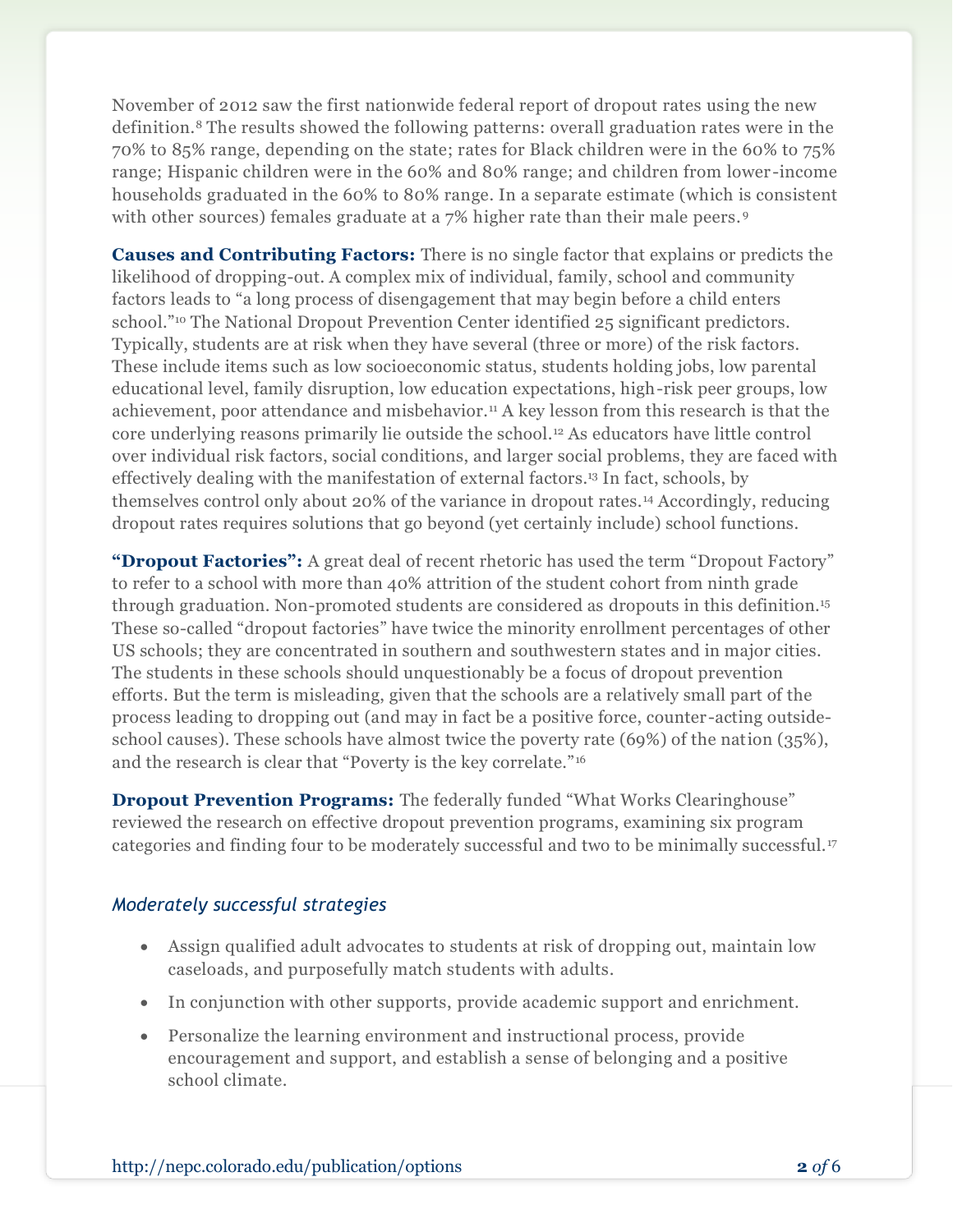November of 2012 saw the first nationwide federal report of dropout rates using the new definition.[8] The results showed the following patterns: overall graduation rates were in the 70% to 85% range, depending on the state; rates for Black children were in the 60% to 75% range; Hispanic children were in the 60% and 80% range; and children from lower-income households graduated in the 60% to 80% range. In a separate estimate (which is consistent with other sources) females graduate at a 7% higher rate than their male peers.[9]

**Causes and Contributing Factors:** There is no single factor that explains or predicts the likelihood of dropping-out. A complex mix of individual, family, school and community factors leads to "a long process of disengagement that may begin before a child enters school."[10] The National Dropout Prevention Center identified 25 significant predictors. Typically, students are at risk when they have several (three or more) of the risk factors. These include items such as low socioeconomic status, students holding jobs, low parental educational level, family disruption, low education expectations, high-risk peer groups, low achievement, poor attendance and misbehavior.[11] A key lesson from this research is that the core underlying reasons primarily lie outside the school.[12] As educators have little control over individual risk factors, social conditions, and larger social problems, they are faced with effectively dealing with the manifestation of external factors.[13] In fact, schools, by themselves control only about 20% of the variance in dropout rates.[14] Accordingly, reducing dropout rates requires solutions that go beyond (yet certainly include) school functions.

**"Dropout Factories":** A great deal of recent rhetoric has used the term "Dropout Factory" to refer to a school with more than 40% attrition of the student cohort from ninth grade through graduation. Non-promoted students are considered as dropouts in this definition.[15] These so-called "dropout factories" have twice the minority enrollment percentages of other US schools; they are concentrated in southern and southwestern states and in major cities. The students in these schools should unquestionably be a focus of dropout prevention efforts. But the term is misleading, given that the schools are a relatively small part of the process leading to dropping out (and may in fact be a positive force, counter-acting outside-school causes). These schools have almost twice the poverty rate (69%) of the nation (35%), and the research is clear that "Poverty is the key correlate."[16]

**Dropout Prevention Programs:** The federally funded "What Works Clearinghouse" reviewed the research on effective dropout prevention programs, examining six program categories and finding four to be moderately successful and two to be minimally successful.[17]

*Moderately successful strategies*

- Assign qualified adult advocates to students at risk of dropping out, maintain low caseloads, and purposefully match students with adults.
- In conjunction with other supports, provide academic support and enrichment.
- Personalize the learning environment and instructional process, provide encouragement and support, and establish a sense of belonging and a positive school climate.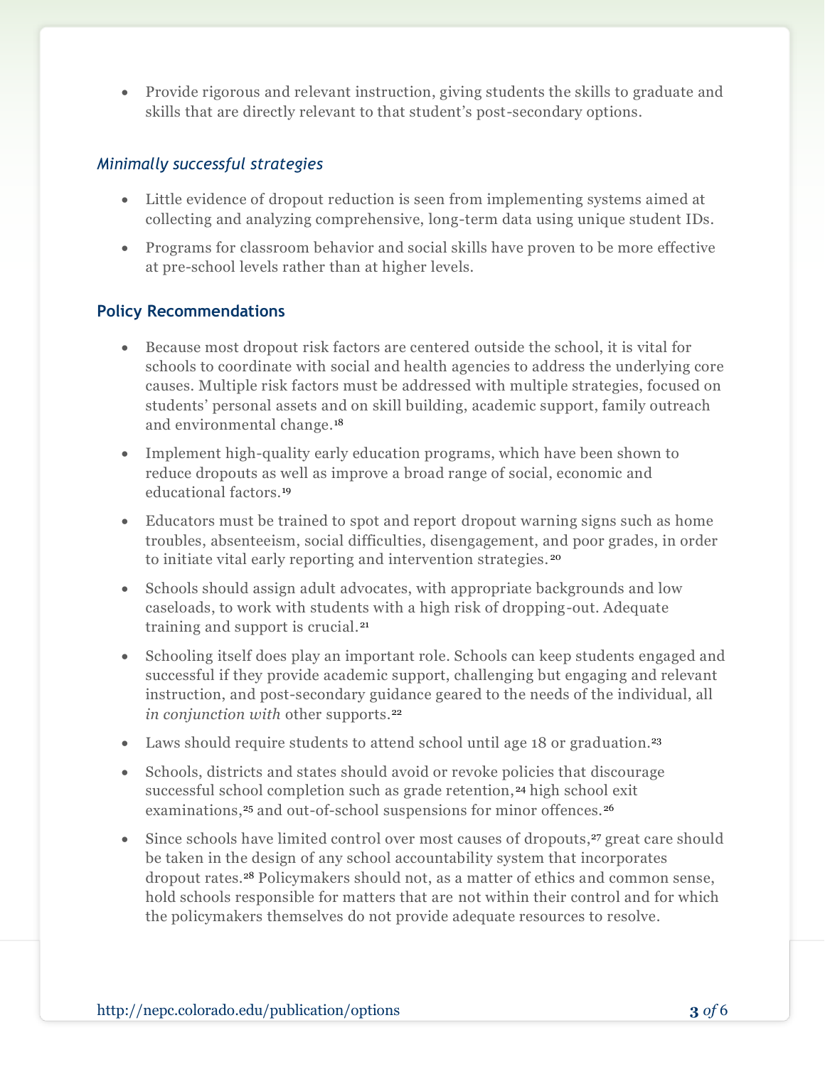- Provide rigorous and relevant instruction, giving students the skills to graduate and skills that are directly relevant to that student's post-secondary options.

### *Minimally successful strategies*

- Little evidence of dropout reduction is seen from implementing systems aimed at collecting and analyzing comprehensive, long-term data using unique student IDs.
- Programs for classroom behavior and social skills have proven to be more effective at pre-school levels rather than at higher levels.

## Policy Recommendations

- Because most dropout risk factors are centered outside the school, it is vital for schools to coordinate with social and health agencies to address the underlying core causes. Multiple risk factors must be addressed with multiple strategies, focused on students' personal assets and on skill building, academic support, family outreach and environmental change.[18]
- Implement high-quality early education programs, which have been shown to reduce dropouts as well as improve a broad range of social, economic and educational factors.[19]
- Educators must be trained to spot and report dropout warning signs such as home troubles, absenteeism, social difficulties, disengagement, and poor grades, in order to initiate vital early reporting and intervention strategies.[20]
- Schools should assign adult advocates, with appropriate backgrounds and low caseloads, to work with students with a high risk of dropping-out. Adequate training and support is crucial.[21]
- Schooling itself does play an important role. Schools can keep students engaged and successful if they provide academic support, challenging but engaging and relevant instruction, and post-secondary guidance geared to the needs of the individual, all *in conjunction with* other supports.[22]
- Laws should require students to attend school until age 18 or graduation.[23]
- Schools, districts and states should avoid or revoke policies that discourage successful school completion such as grade retention,[24] high school exit examinations,[25] and out-of-school suspensions for minor offences.[26]
- Since schools have limited control over most causes of dropouts,[27] great care should be taken in the design of any school accountability system that incorporates dropout rates.[28] Policymakers should not, as a matter of ethics and common sense, hold schools responsible for matters that are not within their control and for which the policymakers themselves do not provide adequate resources to resolve.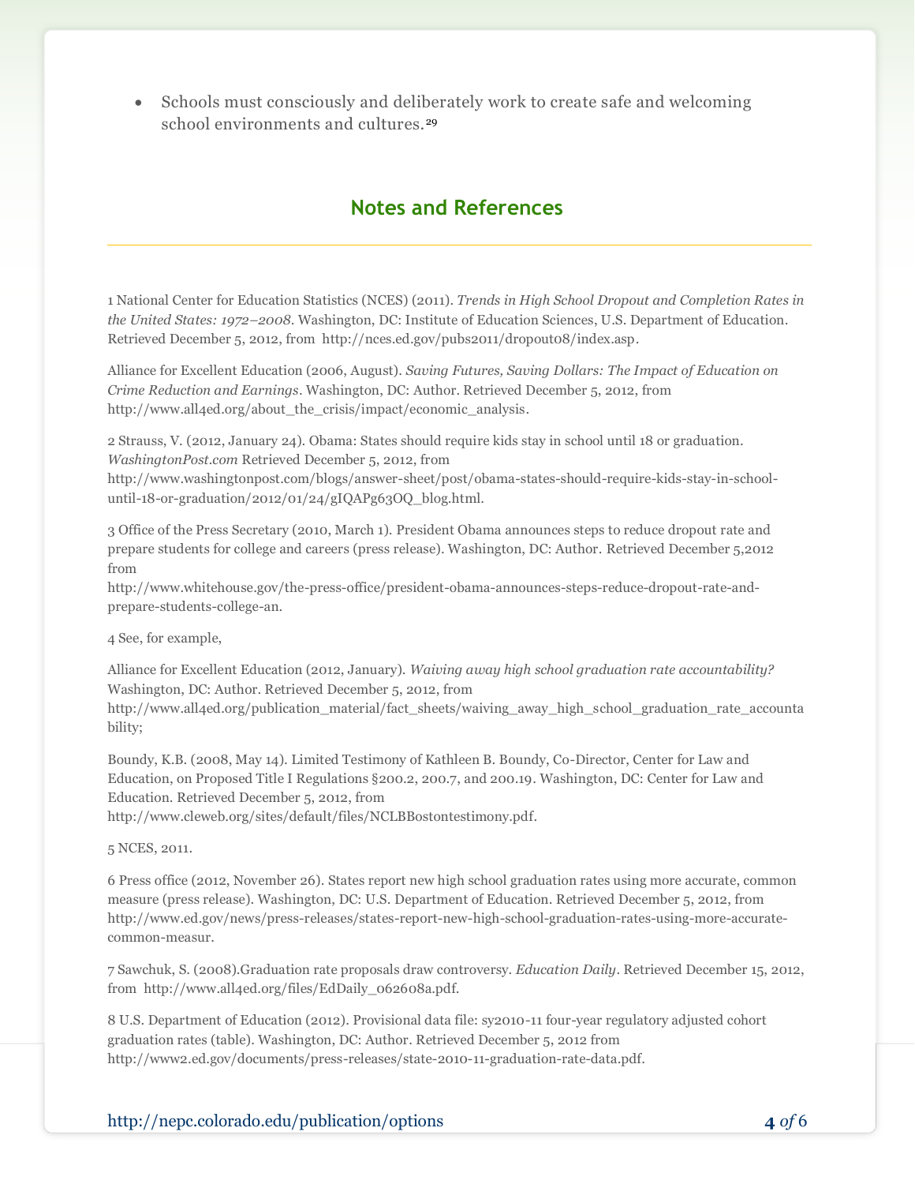- Schools must consciously and deliberately work to create safe and welcoming school environments and cultures.[29]

## Notes and References

1 National Center for Education Statistics (NCES) (2011). *Trends in High School Dropout and Completion Rates in the United States: 1972–2008*. Washington, DC: Institute of Education Sciences, U.S. Department of Education. Retrieved December 5, 2012, from http://nces.ed.gov/pubs2011/dropout08/index.asp.

Alliance for Excellent Education (2006, August). *Saving Futures, Saving Dollars: The Impact of Education on Crime Reduction and Earnings*. Washington, DC: Author. Retrieved December 5, 2012, from http://www.all4ed.org/about_the_crisis/impact/economic_analysis.

2 Strauss, V. (2012, January 24). Obama: States should require kids stay in school until 18 or graduation. *WashingtonPost.com* Retrieved December 5, 2012, from http://www.washingtonpost.com/blogs/answer-sheet/post/obama-states-should-require-kids-stay-in-school-until-18-or-graduation/2012/01/24/gIQAPg63OQ_blog.html.

3 Office of the Press Secretary (2010, March 1). President Obama announces steps to reduce dropout rate and prepare students for college and careers (press release). Washington, DC: Author. Retrieved December 5,2012 from http://www.whitehouse.gov/the-press-office/president-obama-announces-steps-reduce-dropout-rate-and-prepare-students-college-an.

4 See, for example,

Alliance for Excellent Education (2012, January). *Waiving away high school graduation rate accountability?* Washington, DC: Author. Retrieved December 5, 2012, from http://www.all4ed.org/publication_material/fact_sheets/waiving_away_high_school_graduation_rate_accountability;

Boundy, K.B. (2008, May 14). Limited Testimony of Kathleen B. Boundy, Co-Director, Center for Law and Education, on Proposed Title I Regulations §200.2, 200.7, and 200.19. Washington, DC: Center for Law and Education. Retrieved December 5, 2012, from http://www.cleweb.org/sites/default/files/NCLBBostontestimony.pdf.

5 NCES, 2011.

6 Press office (2012, November 26). States report new high school graduation rates using more accurate, common measure (press release). Washington, DC: U.S. Department of Education. Retrieved December 5, 2012, from http://www.ed.gov/news/press-releases/states-report-new-high-school-graduation-rates-using-more-accurate-common-measur.

7 Sawchuk, S. (2008).Graduation rate proposals draw controversy. *Education Daily*. Retrieved December 15, 2012, from http://www.all4ed.org/files/EdDaily_062608a.pdf.

8 U.S. Department of Education (2012). Provisional data file: sy2010-11 four-year regulatory adjusted cohort graduation rates (table). Washington, DC: Author. Retrieved December 5, 2012 from http://www2.ed.gov/documents/press-releases/state-2010-11-graduation-rate-data.pdf.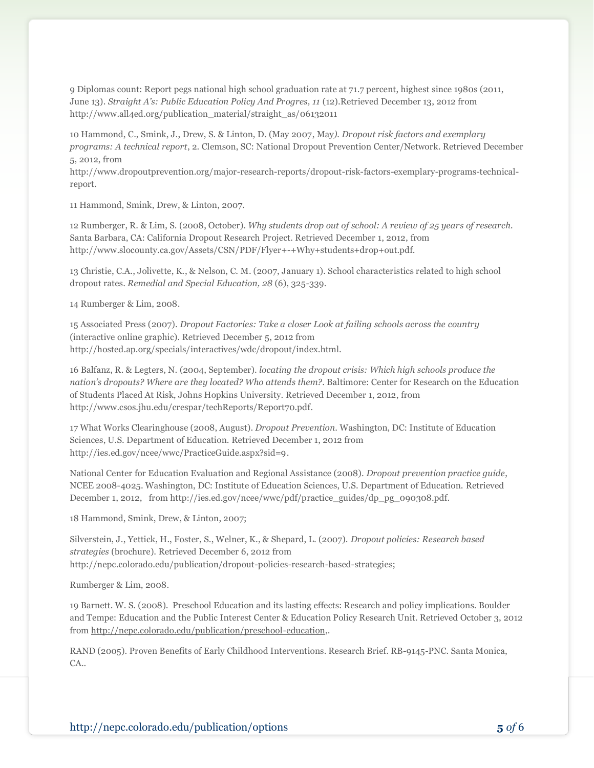9 Diplomas count: Report pegs national high school graduation rate at 71.7 percent, highest since 1980s (2011, June 13). *Straight A's: Public Education Policy And Progres, 11* (12).Retrieved December 13, 2012 from http://www.all4ed.org/publication_material/straight_as/06132011

10 Hammond, C., Smink, J., Drew, S. & Linton, D. (May 2007, May*). Dropout risk factors and exemplary programs: A technical report*, 2. Clemson, SC: National Dropout Prevention Center/Network. Retrieved December 5, 2012, from http://www.dropoutprevention.org/major-research-reports/dropout-risk-factors-exemplary-programs-technical-report.

11 Hammond, Smink, Drew, & Linton, 2007.

12 Rumberger, R. & Lim, S. (2008, October). *Why students drop out of school: A review of 25 years of research.* Santa Barbara, CA: California Dropout Research Project. Retrieved December 1, 2012, from http://www.slocounty.ca.gov/Assets/CSN/PDF/Flyer+-+Why+students+drop+out.pdf.

13 Christie, C.A., Jolivette, K., & Nelson, C. M. (2007, January 1). School characteristics related to high school dropout rates. *Remedial and Special Education, 28* (6), 325-339.

14 Rumberger & Lim, 2008.

15 Associated Press (2007). *Dropout Factories: Take a closer Look at failing schools across the country* (interactive online graphic). Retrieved December 5, 2012 from http://hosted.ap.org/specials/interactives/wdc/dropout/index.html.

16 Balfanz, R. & Legters, N. (2004, September). *locating the dropout crisis: Which high schools produce the nation's dropouts? Where are they located? Who attends them?.* Baltimore: Center for Research on the Education of Students Placed At Risk, Johns Hopkins University. Retrieved December 1, 2012, from http://www.csos.jhu.edu/crespar/techReports/Report70.pdf.

17 What Works Clearinghouse (2008, August). *Dropout Prevention.* Washington, DC: Institute of Education Sciences, U.S. Department of Education. Retrieved December 1, 2012 from http://ies.ed.gov/ncee/wwc/PracticeGuide.aspx?sid=9.

National Center for Education Evaluation and Regional Assistance (2008). *Dropout prevention practice guide*, NCEE 2008-4025. Washington, DC: Institute of Education Sciences, U.S. Department of Education. Retrieved December 1, 2012, from http://ies.ed.gov/ncee/wwc/pdf/practice_guides/dp_pg_090308.pdf.

18 Hammond, Smink, Drew, & Linton, 2007;

Silverstein, J., Yettick, H., Foster, S., Welner, K., & Shepard, L. (2007). *Dropout policies: Research based strategies* (brochure). Retrieved December 6, 2012 from http://nepc.colorado.edu/publication/dropout-policies-research-based-strategies;

Rumberger & Lim, 2008.

19 Barnett. W. S. (2008). Preschool Education and its lasting effects: Research and policy implications. Boulder and Tempe: Education and the Public Interest Center & Education Policy Research Unit. Retrieved October 3, 2012 from http://nepc.colorado.edu/publication/preschool-education,.

RAND (2005). Proven Benefits of Early Childhood Interventions. Research Brief. RB-9145-PNC. Santa Monica, CA..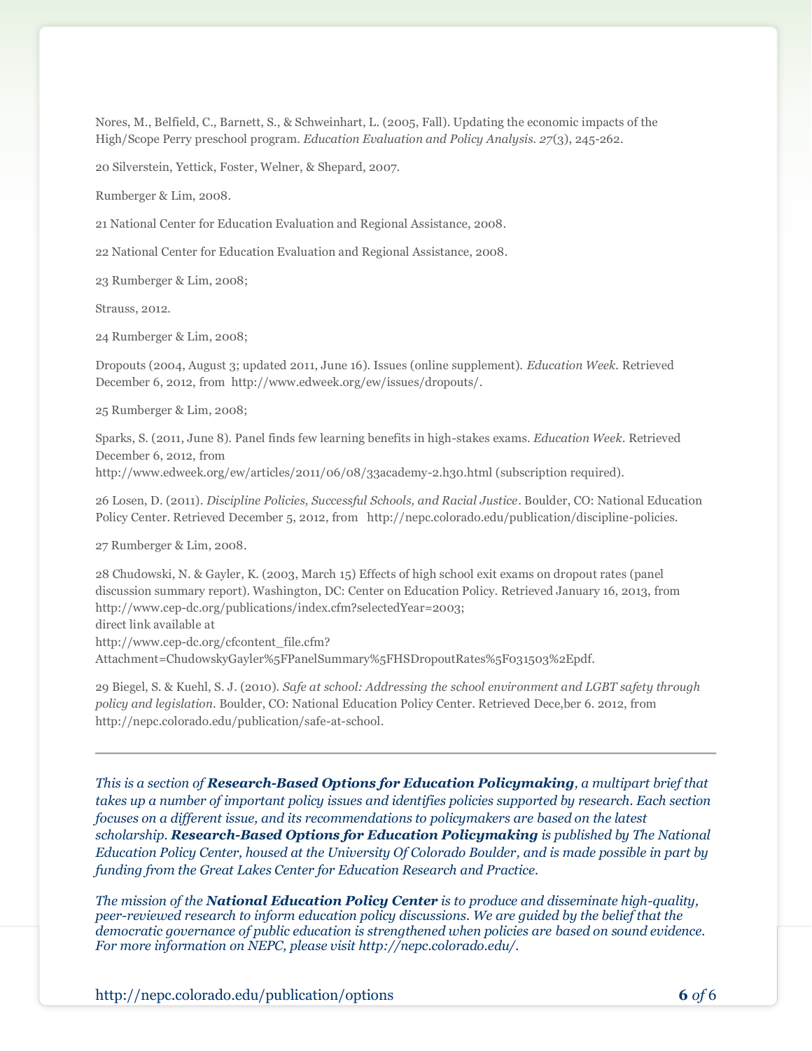Nores, M., Belfield, C., Barnett, S., & Schweinhart, L. (2005, Fall). Updating the economic impacts of the High/Scope Perry preschool program. *Education Evaluation and Policy Analysis. 27*(3), 245-262.

20 Silverstein, Yettick, Foster, Welner, & Shepard, 2007.

Rumberger & Lim, 2008.

21 National Center for Education Evaluation and Regional Assistance, 2008.

22 National Center for Education Evaluation and Regional Assistance, 2008.

23 Rumberger & Lim, 2008;

Strauss, 2012.

24 Rumberger & Lim, 2008;

Dropouts (2004, August 3; updated 2011, June 16). Issues (online supplement). *Education Week*. Retrieved December 6, 2012, from http://www.edweek.org/ew/issues/dropouts/.

25 Rumberger & Lim, 2008;

Sparks, S. (2011, June 8). Panel finds few learning benefits in high-stakes exams. *Education Week*. Retrieved December 6, 2012, from
http://www.edweek.org/ew/articles/2011/06/08/33academy-2.h30.html (subscription required).

26 Losen, D. (2011). *Discipline Policies, Successful Schools, and Racial Justice*. Boulder, CO: National Education Policy Center. Retrieved December 5, 2012, from http://nepc.colorado.edu/publication/discipline-policies.

27 Rumberger & Lim, 2008.

28 Chudowski, N. & Gayler, K. (2003, March 15) Effects of high school exit exams on dropout rates (panel discussion summary report). Washington, DC: Center on Education Policy. Retrieved January 16, 2013, from http://www.cep-dc.org/publications/index.cfm?selectedYear=2003;
direct link available at
http://www.cep-dc.org/cfcontent_file.cfm?Attachment=ChudowskyGayler%5FPanelSummary%5FHSDropoutRates%5F031503%2Epdf.

29 Biegel, S. & Kuehl, S. J. (2010). *Safe at school: Addressing the school environment and LGBT safety through policy and legislation*. Boulder, CO: National Education Policy Center. Retrieved Dece,ber 6. 2012, from http://nepc.colorado.edu/publication/safe-at-school.

---

*This is a section of **Research-Based Options for Education Policymaking**, a multipart brief that takes up a number of important policy issues and identifies policies supported by research. Each section focuses on a different issue, and its recommendations to policymakers are based on the latest scholarship. **Research-Based Options for Education Policymaking** is published by The National Education Policy Center, housed at the University Of Colorado Boulder, and is made possible in part by funding from the Great Lakes Center for Education Research and Practice.*

*The mission of the **National Education Policy Center** is to produce and disseminate high-quality, peer-reviewed research to inform education policy discussions. We are guided by the belief that the democratic governance of public education is strengthened when policies are based on sound evidence. For more information on NEPC, please visit http://nepc.colorado.edu/.*